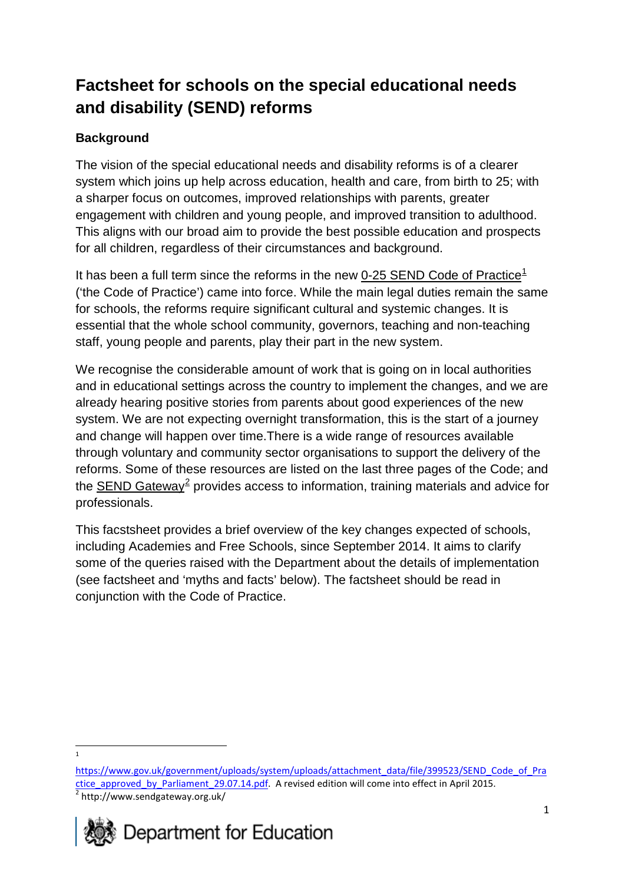# Factsheet for schools on the special educational needs and disability (SEND) reforms

### Background

The vision of the special educational needs and disability reforms is of a clearer system which joins up help across education, health and care, from birth to 25; with a sharper focus on outcomes, improved relationships with parents, greater engagement with children and young people, and improved transition to adulthood. This aligns with our broad aim to provide the best possible education and prospects for all children, regardless of their circumstances and background.

It has been a full term since the reforms in the new 0-25 SEND Code of Practice[1] ('the Code of Practice') came into force. While the main legal duties remain the same for schools, the reforms require significant cultural and systemic changes. It is essential that the whole school community, governors, teaching and non-teaching staff, young people and parents, play their part in the new system.

We recognise the considerable amount of work that is going on in local authorities and in educational settings across the country to implement the changes, and we are already hearing positive stories from parents about good experiences of the new system. We are not expecting overnight transformation, this is the start of a journey and change will happen over time.There is a wide range of resources available through voluntary and community sector organisations to support the delivery of the reforms. Some of these resources are listed on the last three pages of the Code; and the SEND Gateway[2] provides access to information, training materials and advice for professionals.

This facstsheet provides a brief overview of the key changes expected of schools, including Academies and Free Schools, since September 2014. It aims to clarify some of the queries raised with the Department about the details of implementation (see factsheet and 'myths and facts' below). The factsheet should be read in conjunction with the Code of Practice.

---

[1] https://www.gov.uk/government/uploads/system/uploads/attachment_data/file/399523/SEND_Code_of_Practice_approved_by_Parliament_29.07.14.pdf. A revised edition will come into effect in April 2015.

[2] http://www.sendgateway.org.uk/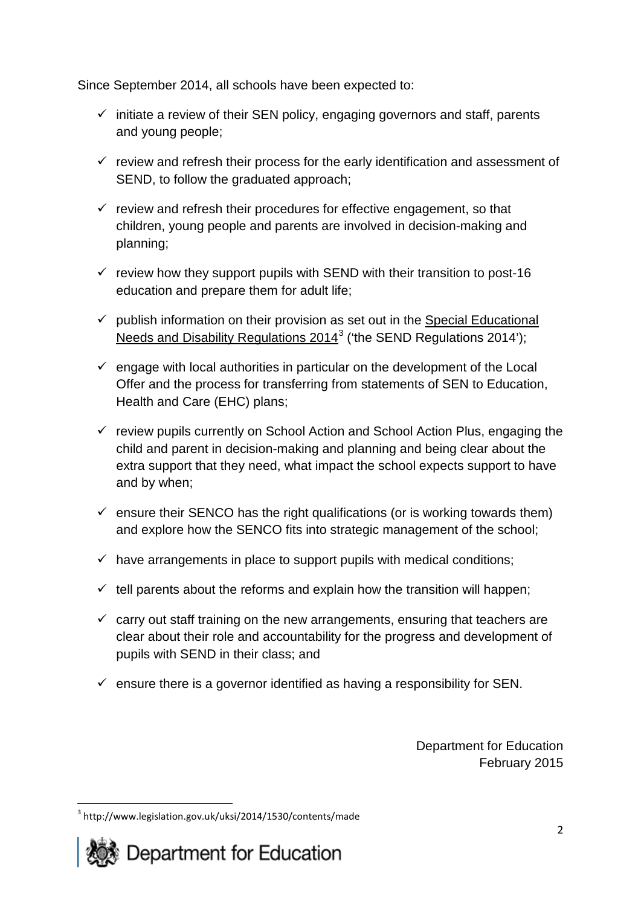Since September 2014, all schools have been expected to:

- ✓ initiate a review of their SEN policy, engaging governors and staff, parents and young people;
- ✓ review and refresh their process for the early identification and assessment of SEND, to follow the graduated approach;
- ✓ review and refresh their procedures for effective engagement, so that children, young people and parents are involved in decision-making and planning;
- ✓ review how they support pupils with SEND with their transition to post-16 education and prepare them for adult life;
- ✓ publish information on their provision as set out in the Special Educational Needs and Disability Regulations 2014[3] ('the SEND Regulations 2014');
- ✓ engage with local authorities in particular on the development of the Local Offer and the process for transferring from statements of SEN to Education, Health and Care (EHC) plans;
- ✓ review pupils currently on School Action and School Action Plus, engaging the child and parent in decision-making and planning and being clear about the extra support that they need, what impact the school expects support to have and by when;
- ✓ ensure their SENCO has the right qualifications (or is working towards them) and explore how the SENCO fits into strategic management of the school;
- ✓ have arrangements in place to support pupils with medical conditions;
- ✓ tell parents about the reforms and explain how the transition will happen;
- ✓ carry out staff training on the new arrangements, ensuring that teachers are clear about their role and accountability for the progress and development of pupils with SEND in their class; and
- ✓ ensure there is a governor identified as having a responsibility for SEN.

Department for Education
February 2015

[3] http://www.legislation.gov.uk/uksi/2014/1530/contents/made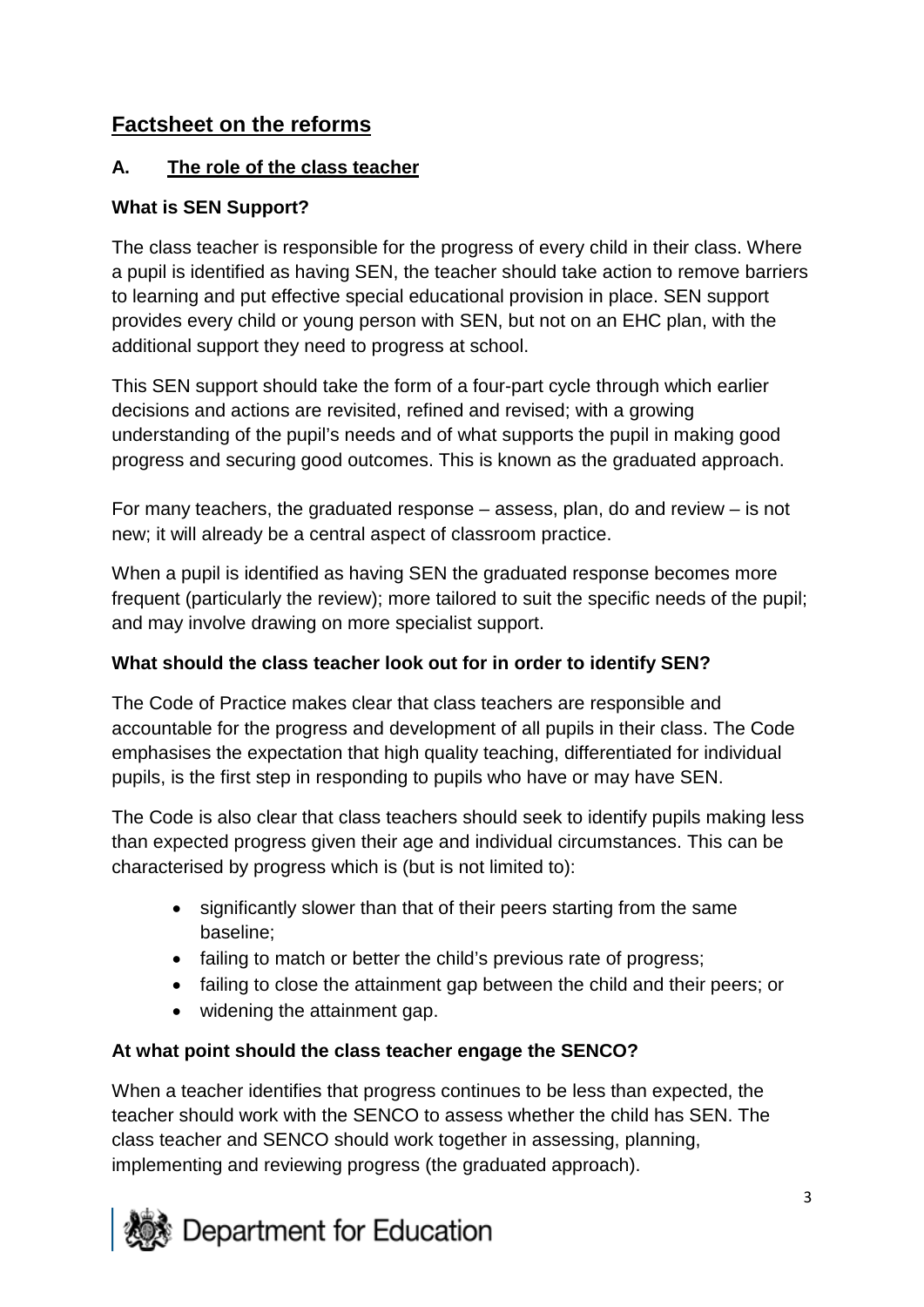## Factsheet on the reforms

### A. The role of the class teacher

**What is SEN Support?**

The class teacher is responsible for the progress of every child in their class. Where a pupil is identified as having SEN, the teacher should take action to remove barriers to learning and put effective special educational provision in place. SEN support provides every child or young person with SEN, but not on an EHC plan, with the additional support they need to progress at school.

This SEN support should take the form of a four-part cycle through which earlier decisions and actions are revisited, refined and revised; with a growing understanding of the pupil's needs and of what supports the pupil in making good progress and securing good outcomes. This is known as the graduated approach.

For many teachers, the graduated response – assess, plan, do and review – is not new; it will already be a central aspect of classroom practice.

When a pupil is identified as having SEN the graduated response becomes more frequent (particularly the review); more tailored to suit the specific needs of the pupil; and may involve drawing on more specialist support.

**What should the class teacher look out for in order to identify SEN?**

The Code of Practice makes clear that class teachers are responsible and accountable for the progress and development of all pupils in their class. The Code emphasises the expectation that high quality teaching, differentiated for individual pupils, is the first step in responding to pupils who have or may have SEN.

The Code is also clear that class teachers should seek to identify pupils making less than expected progress given their age and individual circumstances. This can be characterised by progress which is (but is not limited to):

- significantly slower than that of their peers starting from the same baseline;
- failing to match or better the child's previous rate of progress;
- failing to close the attainment gap between the child and their peers; or
- widening the attainment gap.

**At what point should the class teacher engage the SENCO?**

When a teacher identifies that progress continues to be less than expected, the teacher should work with the SENCO to assess whether the child has SEN. The class teacher and SENCO should work together in assessing, planning, implementing and reviewing progress (the graduated approach).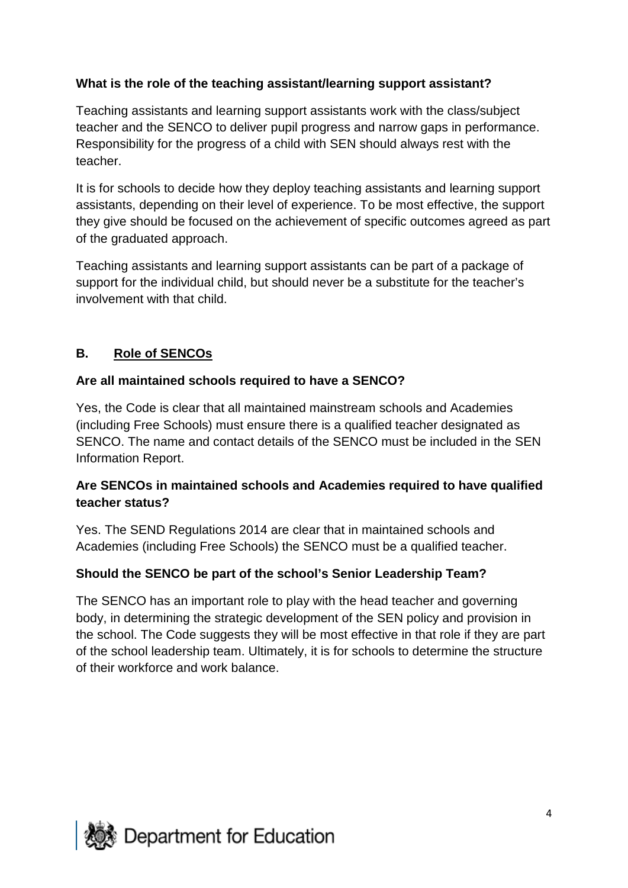**What is the role of the teaching assistant/learning support assistant?**

Teaching assistants and learning support assistants work with the class/subject teacher and the SENCO to deliver pupil progress and narrow gaps in performance. Responsibility for the progress of a child with SEN should always rest with the teacher.

It is for schools to decide how they deploy teaching assistants and learning support assistants, depending on their level of experience. To be most effective, the support they give should be focused on the achievement of specific outcomes agreed as part of the graduated approach.

Teaching assistants and learning support assistants can be part of a package of support for the individual child, but should never be a substitute for the teacher's involvement with that child.

## B. Role of SENCOs

**Are all maintained schools required to have a SENCO?**

Yes, the Code is clear that all maintained mainstream schools and Academies (including Free Schools) must ensure there is a qualified teacher designated as SENCO. The name and contact details of the SENCO must be included in the SEN Information Report.

**Are SENCOs in maintained schools and Academies required to have qualified teacher status?**

Yes. The SEND Regulations 2014 are clear that in maintained schools and Academies (including Free Schools) the SENCO must be a qualified teacher.

**Should the SENCO be part of the school's Senior Leadership Team?**

The SENCO has an important role to play with the head teacher and governing body, in determining the strategic development of the SEN policy and provision in the school. The Code suggests they will be most effective in that role if they are part of the school leadership team. Ultimately, it is for schools to determine the structure of their workforce and work balance.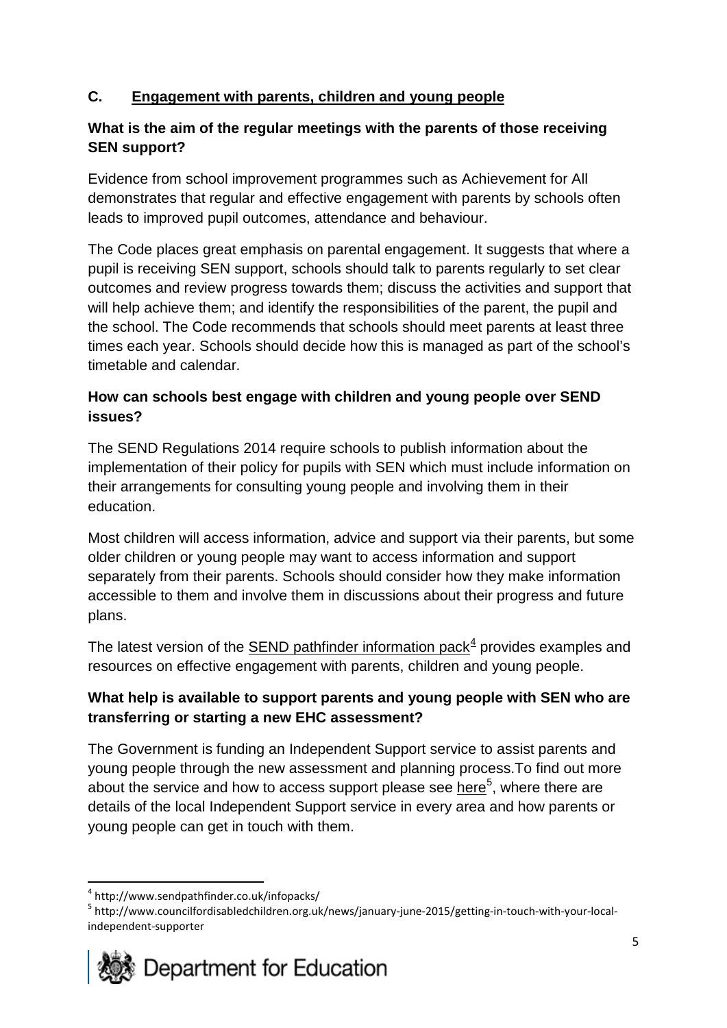## C. Engagement with parents, children and young people

### What is the aim of the regular meetings with the parents of those receiving SEN support?

Evidence from school improvement programmes such as Achievement for All demonstrates that regular and effective engagement with parents by schools often leads to improved pupil outcomes, attendance and behaviour.

The Code places great emphasis on parental engagement. It suggests that where a pupil is receiving SEN support, schools should talk to parents regularly to set clear outcomes and review progress towards them; discuss the activities and support that will help achieve them; and identify the responsibilities of the parent, the pupil and the school. The Code recommends that schools should meet parents at least three times each year. Schools should decide how this is managed as part of the school's timetable and calendar.

### How can schools best engage with children and young people over SEND issues?

The SEND Regulations 2014 require schools to publish information about the implementation of their policy for pupils with SEN which must include information on their arrangements for consulting young people and involving them in their education.

Most children will access information, advice and support via their parents, but some older children or young people may want to access information and support separately from their parents. Schools should consider how they make information accessible to them and involve them in discussions about their progress and future plans.

The latest version of the SEND pathfinder information pack[4] provides examples and resources on effective engagement with parents, children and young people.

### What help is available to support parents and young people with SEN who are transferring or starting a new EHC assessment?

The Government is funding an Independent Support service to assist parents and young people through the new assessment and planning process.To find out more about the service and how to access support please see here[5], where there are details of the local Independent Support service in every area and how parents or young people can get in touch with them.

---

[4] http://www.sendpathfinder.co.uk/infopacks/

[5] http://www.councilfordisabledchildren.org.uk/news/january-june-2015/getting-in-touch-with-your-local-independent-supporter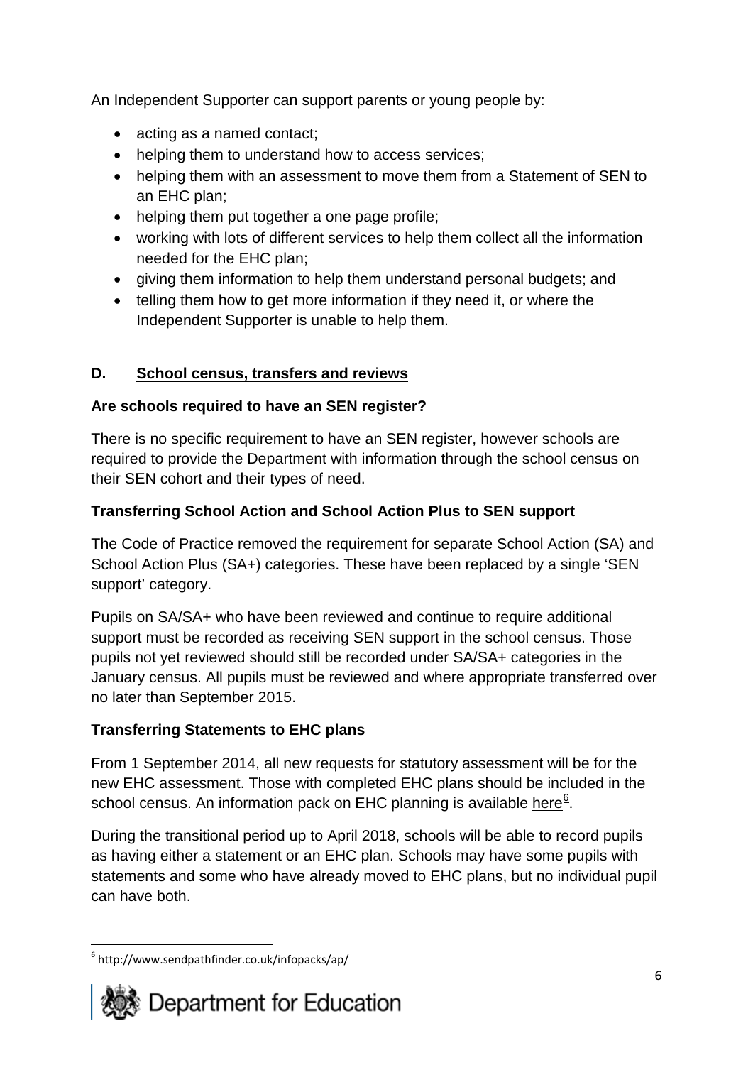An Independent Supporter can support parents or young people by:

- acting as a named contact;
- helping them to understand how to access services;
- helping them with an assessment to move them from a Statement of SEN to an EHC plan;
- helping them put together a one page profile;
- working with lots of different services to help them collect all the information needed for the EHC plan;
- giving them information to help them understand personal budgets; and
- telling them how to get more information if they need it, or where the Independent Supporter is unable to help them.

## D. School census, transfers and reviews

### Are schools required to have an SEN register?

There is no specific requirement to have an SEN register, however schools are required to provide the Department with information through the school census on their SEN cohort and their types of need.

### Transferring School Action and School Action Plus to SEN support

The Code of Practice removed the requirement for separate School Action (SA) and School Action Plus (SA+) categories. These have been replaced by a single 'SEN support' category.

Pupils on SA/SA+ who have been reviewed and continue to require additional support must be recorded as receiving SEN support in the school census. Those pupils not yet reviewed should still be recorded under SA/SA+ categories in the January census. All pupils must be reviewed and where appropriate transferred over no later than September 2015.

### Transferring Statements to EHC plans

From 1 September 2014, all new requests for statutory assessment will be for the new EHC assessment. Those with completed EHC plans should be included in the school census. An information pack on EHC planning is available here[6].

During the transitional period up to April 2018, schools will be able to record pupils as having either a statement or an EHC plan. Schools may have some pupils with statements and some who have already moved to EHC plans, but no individual pupil can have both.

[6] http://www.sendpathfinder.co.uk/infopacks/ap/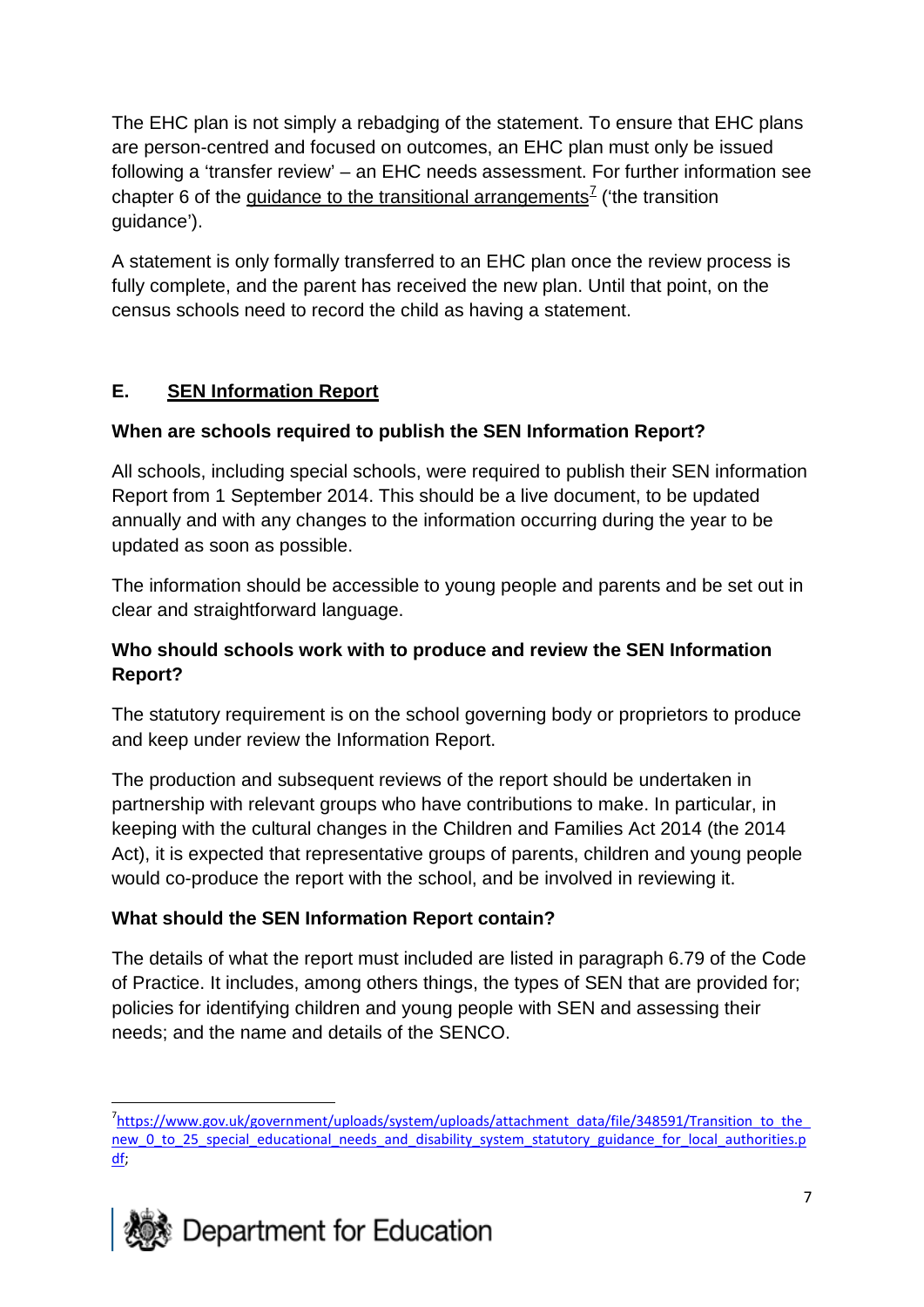The EHC plan is not simply a rebadging of the statement. To ensure that EHC plans are person-centred and focused on outcomes, an EHC plan must only be issued following a 'transfer review' – an EHC needs assessment. For further information see chapter 6 of the guidance to the transitional arrangements[7] ('the transition guidance').

A statement is only formally transferred to an EHC plan once the review process is fully complete, and the parent has received the new plan. Until that point, on the census schools need to record the child as having a statement.

## E. SEN Information Report

### When are schools required to publish the SEN Information Report?

All schools, including special schools, were required to publish their SEN information Report from 1 September 2014. This should be a live document, to be updated annually and with any changes to the information occurring during the year to be updated as soon as possible.

The information should be accessible to young people and parents and be set out in clear and straightforward language.

### Who should schools work with to produce and review the SEN Information Report?

The statutory requirement is on the school governing body or proprietors to produce and keep under review the Information Report.

The production and subsequent reviews of the report should be undertaken in partnership with relevant groups who have contributions to make. In particular, in keeping with the cultural changes in the Children and Families Act 2014 (the 2014 Act), it is expected that representative groups of parents, children and young people would co-produce the report with the school, and be involved in reviewing it.

### What should the SEN Information Report contain?

The details of what the report must included are listed in paragraph 6.79 of the Code of Practice. It includes, among others things, the types of SEN that are provided for; policies for identifying children and young people with SEN and assessing their needs; and the name and details of the SENCO.

---

[7] https://www.gov.uk/government/uploads/system/uploads/attachment_data/file/348591/Transition_to_the_new_0_to_25_special_educational_needs_and_disability_system_statutory_guidance_for_local_authorities.pdf;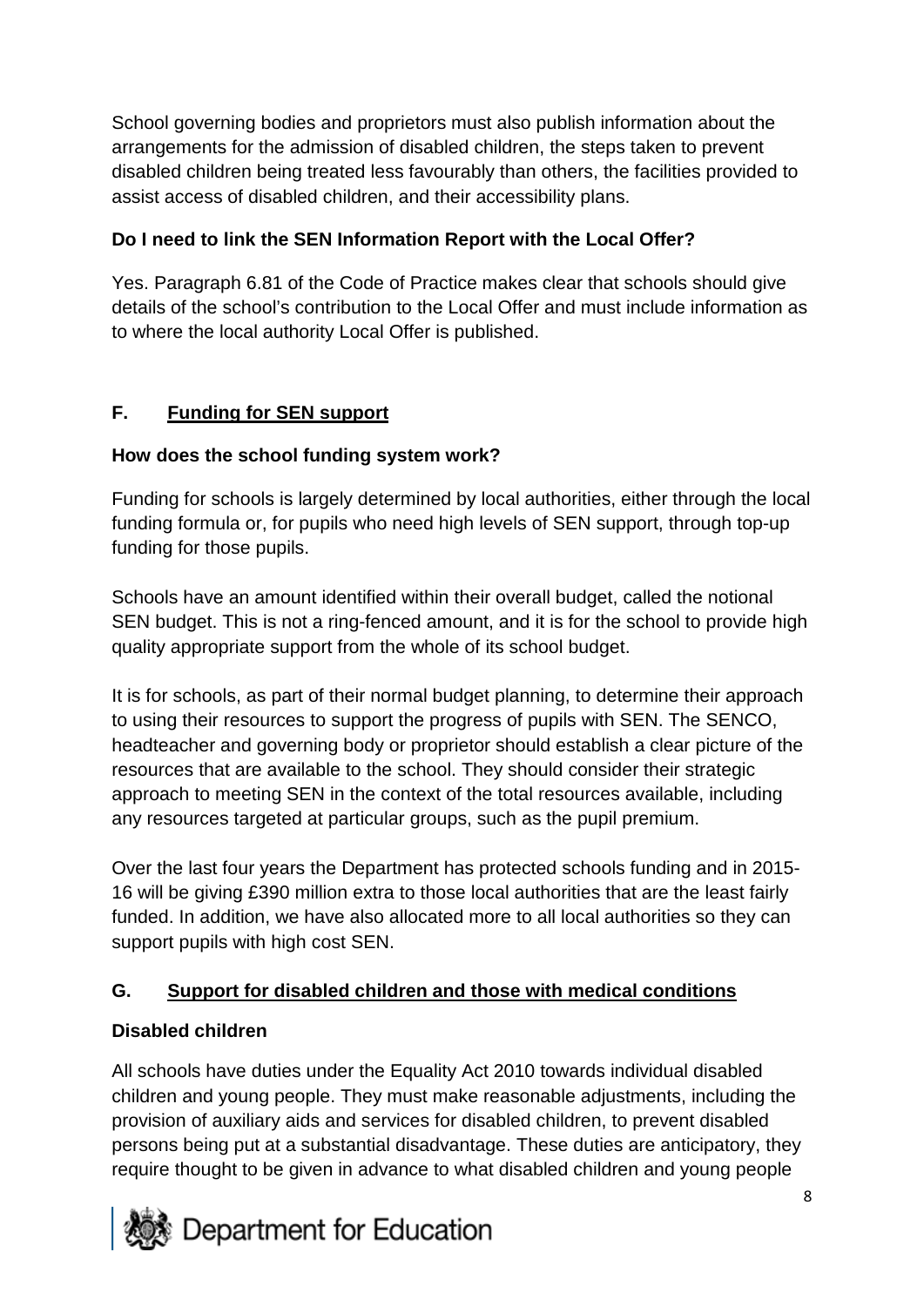School governing bodies and proprietors must also publish information about the arrangements for the admission of disabled children, the steps taken to prevent disabled children being treated less favourably than others, the facilities provided to assist access of disabled children, and their accessibility plans.

**Do I need to link the SEN Information Report with the Local Offer?**

Yes. Paragraph 6.81 of the Code of Practice makes clear that schools should give details of the school's contribution to the Local Offer and must include information as to where the local authority Local Offer is published.

## F. Funding for SEN support

**How does the school funding system work?**

Funding for schools is largely determined by local authorities, either through the local funding formula or, for pupils who need high levels of SEN support, through top-up funding for those pupils.

Schools have an amount identified within their overall budget, called the notional SEN budget. This is not a ring-fenced amount, and it is for the school to provide high quality appropriate support from the whole of its school budget.

It is for schools, as part of their normal budget planning, to determine their approach to using their resources to support the progress of pupils with SEN. The SENCO, headteacher and governing body or proprietor should establish a clear picture of the resources that are available to the school. They should consider their strategic approach to meeting SEN in the context of the total resources available, including any resources targeted at particular groups, such as the pupil premium.

Over the last four years the Department has protected schools funding and in 2015-16 will be giving £390 million extra to those local authorities that are the least fairly funded. In addition, we have also allocated more to all local authorities so they can support pupils with high cost SEN.

## G. Support for disabled children and those with medical conditions

**Disabled children**

All schools have duties under the Equality Act 2010 towards individual disabled children and young people. They must make reasonable adjustments, including the provision of auxiliary aids and services for disabled children, to prevent disabled persons being put at a substantial disadvantage. These duties are anticipatory, they require thought to be given in advance to what disabled children and young people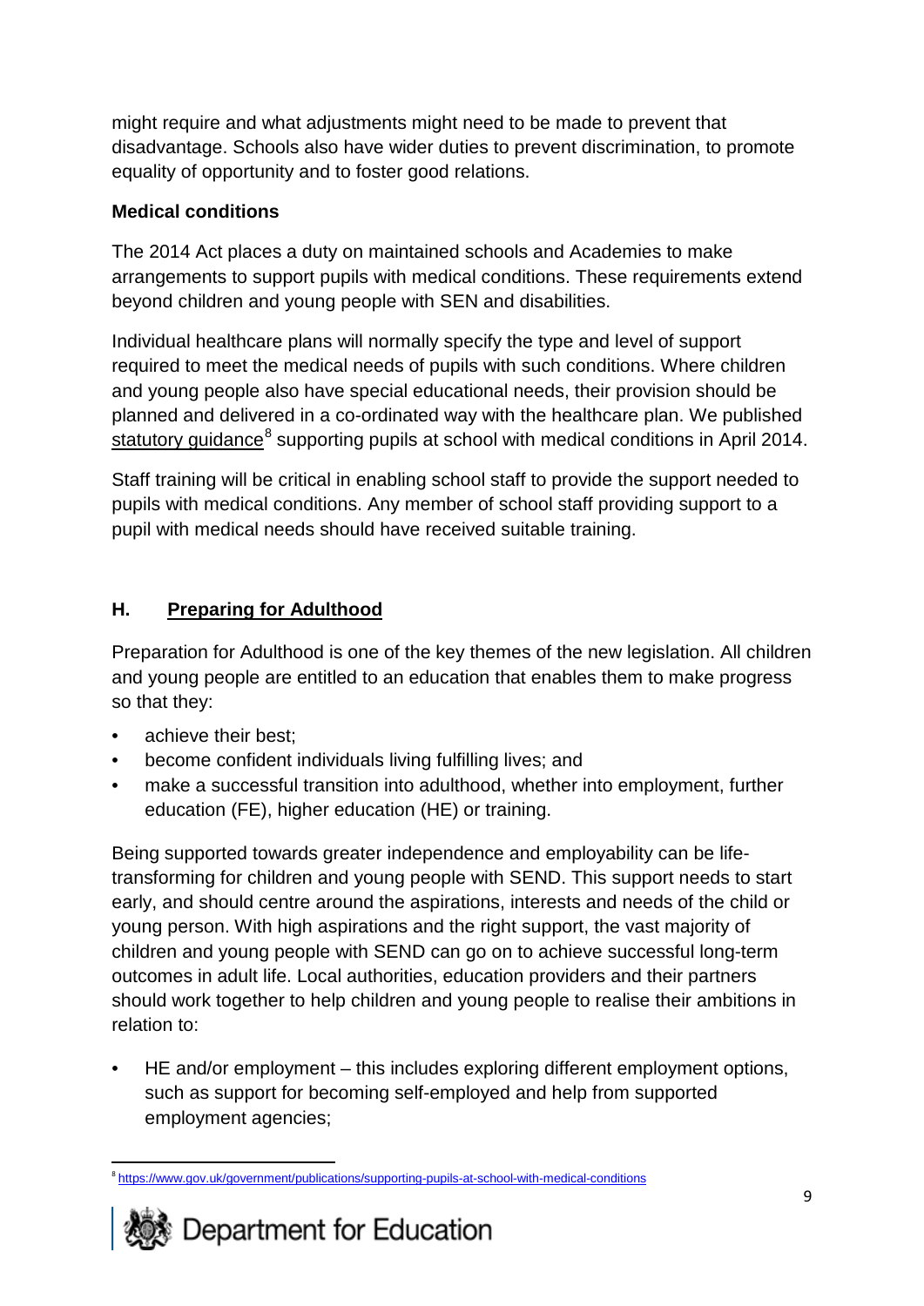might require and what adjustments might need to be made to prevent that disadvantage. Schools also have wider duties to prevent discrimination, to promote equality of opportunity and to foster good relations.

**Medical conditions**

The 2014 Act places a duty on maintained schools and Academies to make arrangements to support pupils with medical conditions. These requirements extend beyond children and young people with SEN and disabilities.

Individual healthcare plans will normally specify the type and level of support required to meet the medical needs of pupils with such conditions. Where children and young people also have special educational needs, their provision should be planned and delivered in a co-ordinated way with the healthcare plan. We published statutory guidance[8] supporting pupils at school with medical conditions in April 2014.

Staff training will be critical in enabling school staff to provide the support needed to pupils with medical conditions. Any member of school staff providing support to a pupil with medical needs should have received suitable training.

## H. Preparing for Adulthood

Preparation for Adulthood is one of the key themes of the new legislation. All children and young people are entitled to an education that enables them to make progress so that they:

- achieve their best;
- become confident individuals living fulfilling lives; and
- make a successful transition into adulthood, whether into employment, further education (FE), higher education (HE) or training.

Being supported towards greater independence and employability can be life-transforming for children and young people with SEND. This support needs to start early, and should centre around the aspirations, interests and needs of the child or young person. With high aspirations and the right support, the vast majority of children and young people with SEND can go on to achieve successful long-term outcomes in adult life. Local authorities, education providers and their partners should work together to help children and young people to realise their ambitions in relation to:

- HE and/or employment – this includes exploring different employment options, such as support for becoming self-employed and help from supported employment agencies;

[8] https://www.gov.uk/government/publications/supporting-pupils-at-school-with-medical-conditions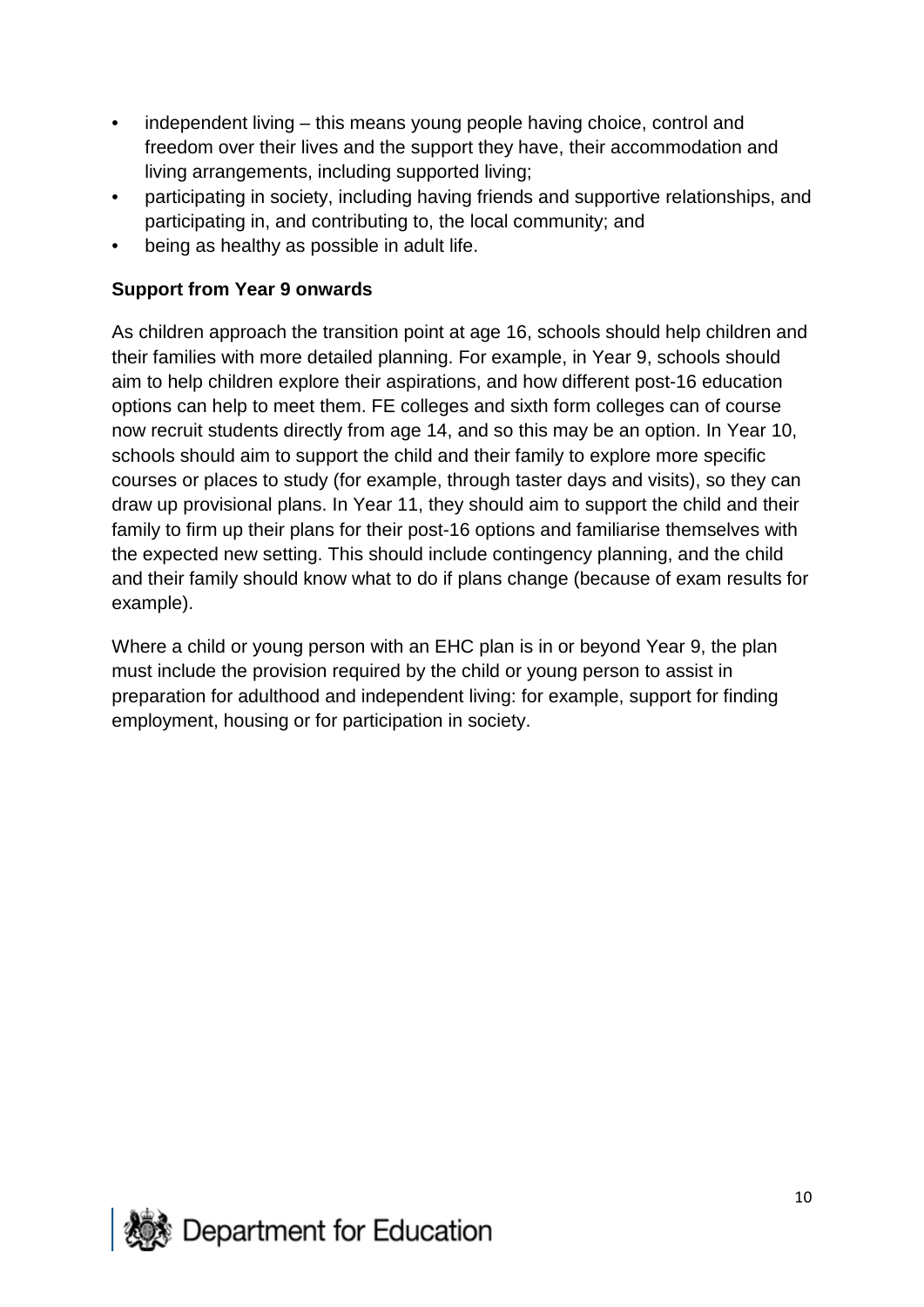- independent living – this means young people having choice, control and freedom over their lives and the support they have, their accommodation and living arrangements, including supported living;
- participating in society, including having friends and supportive relationships, and participating in, and contributing to, the local community; and
- being as healthy as possible in adult life.

**Support from Year 9 onwards**

As children approach the transition point at age 16, schools should help children and their families with more detailed planning. For example, in Year 9, schools should aim to help children explore their aspirations, and how different post-16 education options can help to meet them. FE colleges and sixth form colleges can of course now recruit students directly from age 14, and so this may be an option. In Year 10, schools should aim to support the child and their family to explore more specific courses or places to study (for example, through taster days and visits), so they can draw up provisional plans. In Year 11, they should aim to support the child and their family to firm up their plans for their post-16 options and familiarise themselves with the expected new setting. This should include contingency planning, and the child and their family should know what to do if plans change (because of exam results for example).

Where a child or young person with an EHC plan is in or beyond Year 9, the plan must include the provision required by the child or young person to assist in preparation for adulthood and independent living: for example, support for finding employment, housing or for participation in society.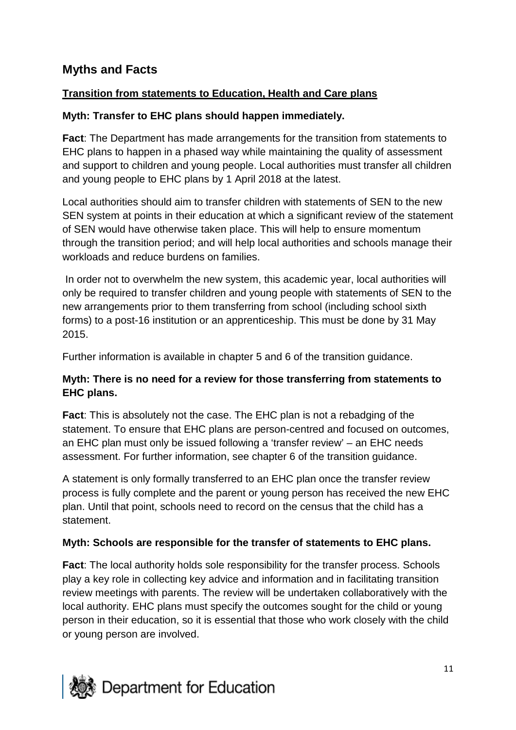## Myths and Facts

### Transition from statements to Education, Health and Care plans

**Myth: Transfer to EHC plans should happen immediately.**

**Fact**: The Department has made arrangements for the transition from statements to EHC plans to happen in a phased way while maintaining the quality of assessment and support to children and young people. Local authorities must transfer all children and young people to EHC plans by 1 April 2018 at the latest.

Local authorities should aim to transfer children with statements of SEN to the new SEN system at points in their education at which a significant review of the statement of SEN would have otherwise taken place. This will help to ensure momentum through the transition period; and will help local authorities and schools manage their workloads and reduce burdens on families.

In order not to overwhelm the new system, this academic year, local authorities will only be required to transfer children and young people with statements of SEN to the new arrangements prior to them transferring from school (including school sixth forms) to a post-16 institution or an apprenticeship. This must be done by 31 May 2015.

Further information is available in chapter 5 and 6 of the transition guidance.

**Myth: There is no need for a review for those transferring from statements to EHC plans.**

**Fact**: This is absolutely not the case. The EHC plan is not a rebadging of the statement. To ensure that EHC plans are person-centred and focused on outcomes, an EHC plan must only be issued following a 'transfer review' – an EHC needs assessment. For further information, see chapter 6 of the transition guidance.

A statement is only formally transferred to an EHC plan once the transfer review process is fully complete and the parent or young person has received the new EHC plan. Until that point, schools need to record on the census that the child has a statement.

**Myth: Schools are responsible for the transfer of statements to EHC plans.**

**Fact**: The local authority holds sole responsibility for the transfer process. Schools play a key role in collecting key advice and information and in facilitating transition review meetings with parents. The review will be undertaken collaboratively with the local authority. EHC plans must specify the outcomes sought for the child or young person in their education, so it is essential that those who work closely with the child or young person are involved.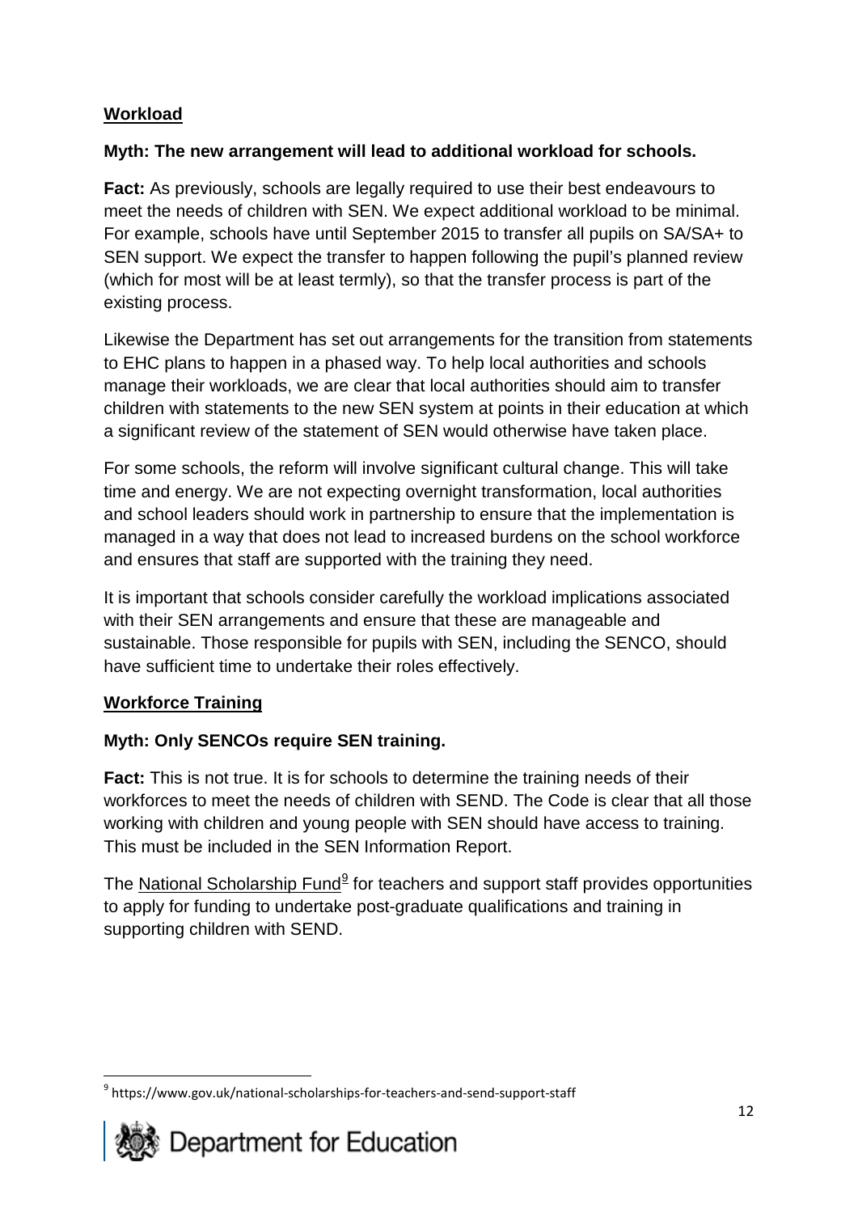**Workload**

**Myth: The new arrangement will lead to additional workload for schools.**

**Fact:** As previously, schools are legally required to use their best endeavours to meet the needs of children with SEN. We expect additional workload to be minimal. For example, schools have until September 2015 to transfer all pupils on SA/SA+ to SEN support. We expect the transfer to happen following the pupil's planned review (which for most will be at least termly), so that the transfer process is part of the existing process.

Likewise the Department has set out arrangements for the transition from statements to EHC plans to happen in a phased way. To help local authorities and schools manage their workloads, we are clear that local authorities should aim to transfer children with statements to the new SEN system at points in their education at which a significant review of the statement of SEN would otherwise have taken place.

For some schools, the reform will involve significant cultural change. This will take time and energy. We are not expecting overnight transformation, local authorities and school leaders should work in partnership to ensure that the implementation is managed in a way that does not lead to increased burdens on the school workforce and ensures that staff are supported with the training they need.

It is important that schools consider carefully the workload implications associated with their SEN arrangements and ensure that these are manageable and sustainable. Those responsible for pupils with SEN, including the SENCO, should have sufficient time to undertake their roles effectively.

**Workforce Training**

**Myth: Only SENCOs require SEN training.**

**Fact:** This is not true. It is for schools to determine the training needs of their workforces to meet the needs of children with SEND. The Code is clear that all those working with children and young people with SEN should have access to training. This must be included in the SEN Information Report.

The National Scholarship Fund[9] for teachers and support staff provides opportunities to apply for funding to undertake post-graduate qualifications and training in supporting children with SEND.

[9] https://www.gov.uk/national-scholarships-for-teachers-and-send-support-staff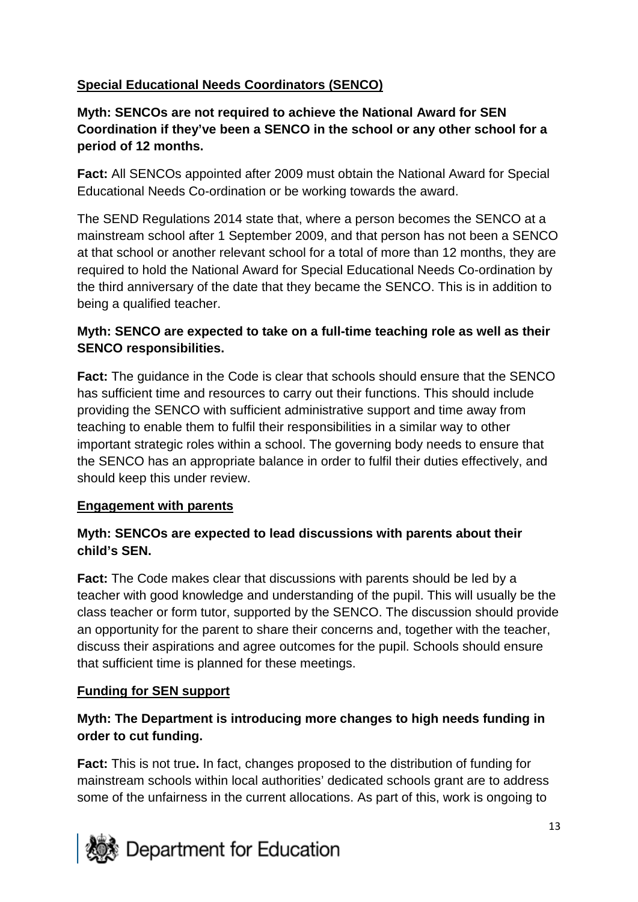**Special Educational Needs Coordinators (SENCO)**

**Myth: SENCOs are not required to achieve the National Award for SEN Coordination if they've been a SENCO in the school or any other school for a period of 12 months.**

**Fact:** All SENCOs appointed after 2009 must obtain the National Award for Special Educational Needs Co-ordination or be working towards the award.

The SEND Regulations 2014 state that, where a person becomes the SENCO at a mainstream school after 1 September 2009, and that person has not been a SENCO at that school or another relevant school for a total of more than 12 months, they are required to hold the National Award for Special Educational Needs Co-ordination by the third anniversary of the date that they became the SENCO. This is in addition to being a qualified teacher.

**Myth: SENCO are expected to take on a full-time teaching role as well as their SENCO responsibilities.**

**Fact:** The guidance in the Code is clear that schools should ensure that the SENCO has sufficient time and resources to carry out their functions. This should include providing the SENCO with sufficient administrative support and time away from teaching to enable them to fulfil their responsibilities in a similar way to other important strategic roles within a school. The governing body needs to ensure that the SENCO has an appropriate balance in order to fulfil their duties effectively, and should keep this under review.

**Engagement with parents**

**Myth: SENCOs are expected to lead discussions with parents about their child's SEN.**

**Fact:** The Code makes clear that discussions with parents should be led by a teacher with good knowledge and understanding of the pupil. This will usually be the class teacher or form tutor, supported by the SENCO. The discussion should provide an opportunity for the parent to share their concerns and, together with the teacher, discuss their aspirations and agree outcomes for the pupil. Schools should ensure that sufficient time is planned for these meetings.

**Funding for SEN support**

**Myth: The Department is introducing more changes to high needs funding in order to cut funding.**

**Fact:** This is not true**.** In fact, changes proposed to the distribution of funding for mainstream schools within local authorities' dedicated schools grant are to address some of the unfairness in the current allocations. As part of this, work is ongoing to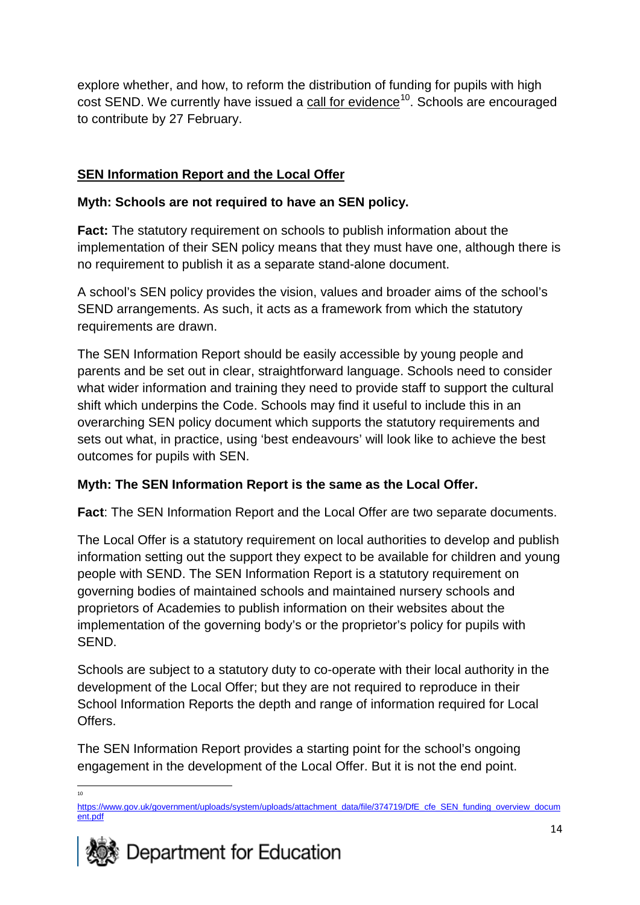explore whether, and how, to reform the distribution of funding for pupils with high cost SEND. We currently have issued a call for evidence[10]. Schools are encouraged to contribute by 27 February.

## SEN Information Report and the Local Offer

**Myth: Schools are not required to have an SEN policy.**

**Fact:** The statutory requirement on schools to publish information about the implementation of their SEN policy means that they must have one, although there is no requirement to publish it as a separate stand-alone document.

A school's SEN policy provides the vision, values and broader aims of the school's SEND arrangements. As such, it acts as a framework from which the statutory requirements are drawn.

The SEN Information Report should be easily accessible by young people and parents and be set out in clear, straightforward language. Schools need to consider what wider information and training they need to provide staff to support the cultural shift which underpins the Code. Schools may find it useful to include this in an overarching SEN policy document which supports the statutory requirements and sets out what, in practice, using 'best endeavours' will look like to achieve the best outcomes for pupils with SEN.

**Myth: The SEN Information Report is the same as the Local Offer.**

**Fact**: The SEN Information Report and the Local Offer are two separate documents.

The Local Offer is a statutory requirement on local authorities to develop and publish information setting out the support they expect to be available for children and young people with SEND. The SEN Information Report is a statutory requirement on governing bodies of maintained schools and maintained nursery schools and proprietors of Academies to publish information on their websites about the implementation of the governing body's or the proprietor's policy for pupils with SEND.

Schools are subject to a statutory duty to co-operate with their local authority in the development of the Local Offer; but they are not required to reproduce in their School Information Reports the depth and range of information required for Local Offers.

The SEN Information Report provides a starting point for the school's ongoing engagement in the development of the Local Offer. But it is not the end point.

---

[10] https://www.gov.uk/government/uploads/system/uploads/attachment_data/file/374719/DfE_cfe_SEN_funding_overview_document.pdf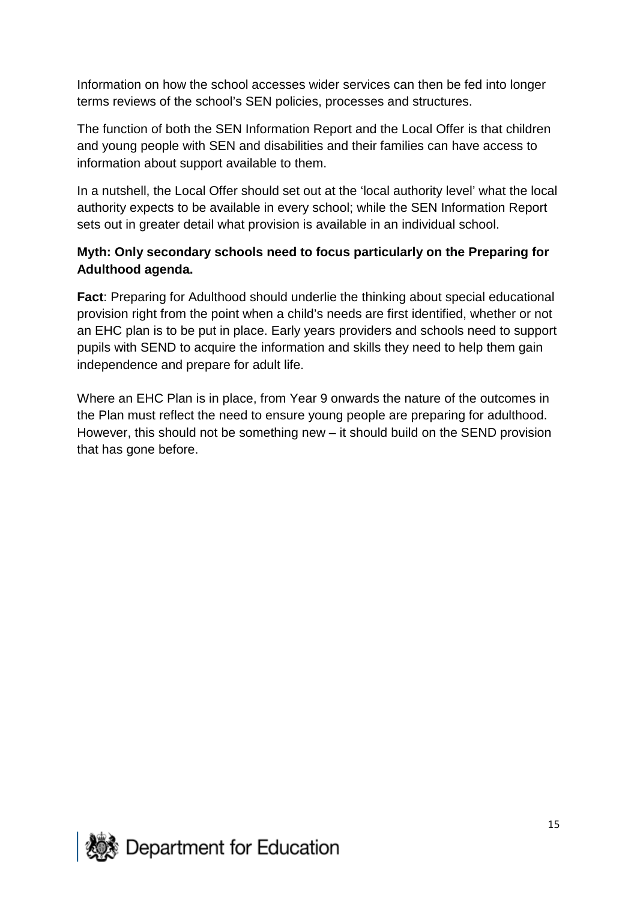Information on how the school accesses wider services can then be fed into longer terms reviews of the school's SEN policies, processes and structures.

The function of both the SEN Information Report and the Local Offer is that children and young people with SEN and disabilities and their families can have access to information about support available to them.

In a nutshell, the Local Offer should set out at the 'local authority level' what the local authority expects to be available in every school; while the SEN Information Report sets out in greater detail what provision is available in an individual school.

**Myth: Only secondary schools need to focus particularly on the Preparing for Adulthood agenda.**

**Fact**: Preparing for Adulthood should underlie the thinking about special educational provision right from the point when a child's needs are first identified, whether or not an EHC plan is to be put in place. Early years providers and schools need to support pupils with SEND to acquire the information and skills they need to help them gain independence and prepare for adult life.

Where an EHC Plan is in place, from Year 9 onwards the nature of the outcomes in the Plan must reflect the need to ensure young people are preparing for adulthood. However, this should not be something new – it should build on the SEND provision that has gone before.